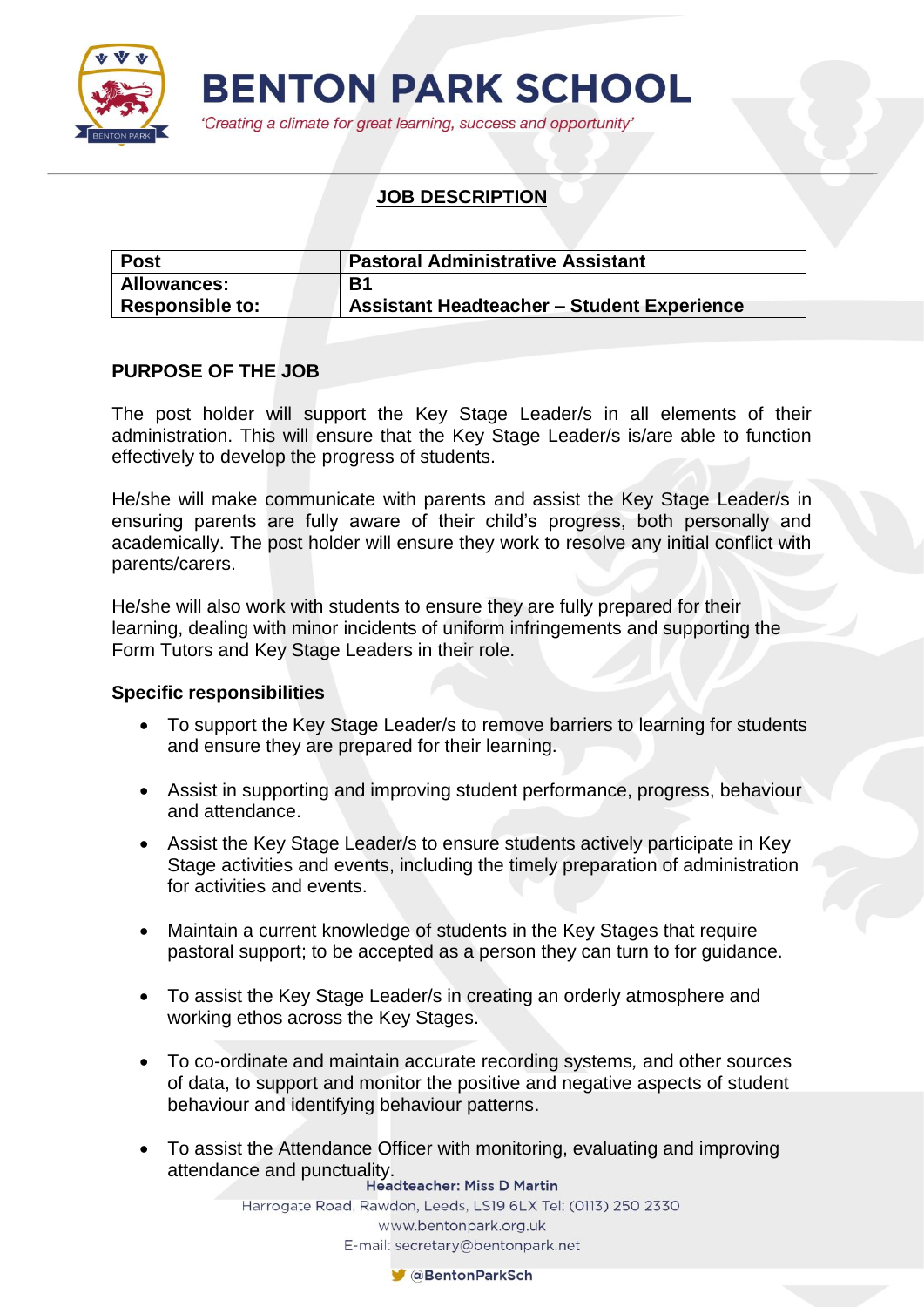# BENTON PARK SCHOOL

*'Creating a climate for great learning, success and opportunity'*

## JOB DESCRIPTION

| Post | Pastoral Administrative Assistant |
|---|---|
| **Allowances:** | **B1** |
| **Responsible to:** | **Assistant Headteacher – Student Experience** |

### PURPOSE OF THE JOB

The post holder will support the Key Stage Leader/s in all elements of their administration. This will ensure that the Key Stage Leader/s is/are able to function effectively to develop the progress of students.

He/she will make communicate with parents and assist the Key Stage Leader/s in ensuring parents are fully aware of their child's progress, both personally and academically. The post holder will ensure they work to resolve any initial conflict with parents/carers.

He/she will also work with students to ensure they are fully prepared for their learning, dealing with minor incidents of uniform infringements and supporting the Form Tutors and Key Stage Leaders in their role.

### Specific responsibilities

- To support the Key Stage Leader/s to remove barriers to learning for students and ensure they are prepared for their learning.
- Assist in supporting and improving student performance, progress, behaviour and attendance.
- Assist the Key Stage Leader/s to ensure students actively participate in Key Stage activities and events, including the timely preparation of administration for activities and events.
- Maintain a current knowledge of students in the Key Stages that require pastoral support; to be accepted as a person they can turn to for guidance.
- To assist the Key Stage Leader/s in creating an orderly atmosphere and working ethos across the Key Stages.
- To co-ordinate and maintain accurate recording systems, and other sources of data, to support and monitor the positive and negative aspects of student behaviour and identifying behaviour patterns.
- To assist the Attendance Officer with monitoring, evaluating and improving attendance and punctuality.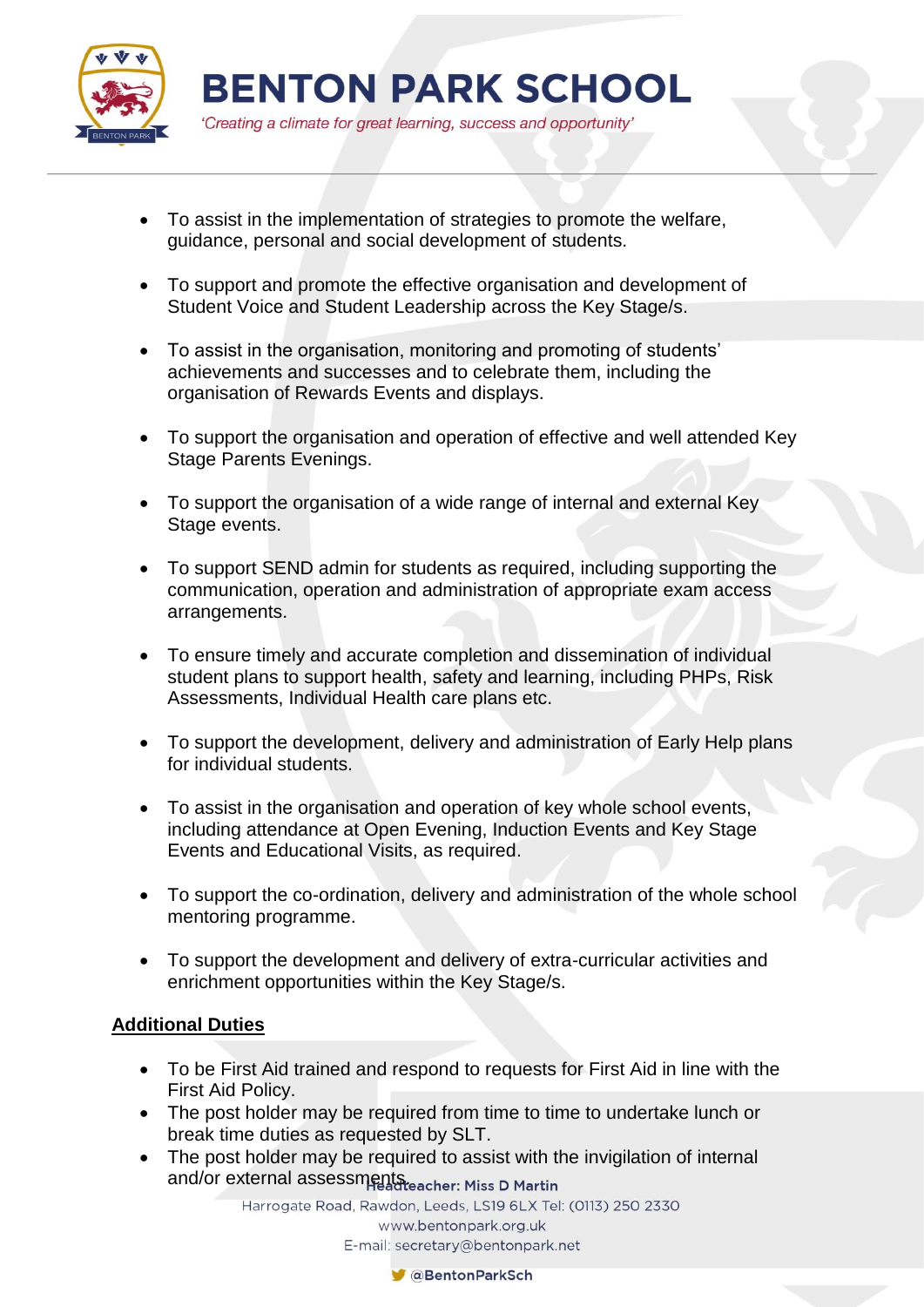- To assist in the implementation of strategies to promote the welfare, guidance, personal and social development of students.
- To support and promote the effective organisation and development of Student Voice and Student Leadership across the Key Stage/s.
- To assist in the organisation, monitoring and promoting of students' achievements and successes and to celebrate them, including the organisation of Rewards Events and displays.
- To support the organisation and operation of effective and well attended Key Stage Parents Evenings.
- To support the organisation of a wide range of internal and external Key Stage events.
- To support SEND admin for students as required, including supporting the communication, operation and administration of appropriate exam access arrangements.
- To ensure timely and accurate completion and dissemination of individual student plans to support health, safety and learning, including PHPs, Risk Assessments, Individual Health care plans etc.
- To support the development, delivery and administration of Early Help plans for individual students.
- To assist in the organisation and operation of key whole school events, including attendance at Open Evening, Induction Events and Key Stage Events and Educational Visits, as required.
- To support the co-ordination, delivery and administration of the whole school mentoring programme.
- To support the development and delivery of extra-curricular activities and enrichment opportunities within the Key Stage/s.

**Additional Duties**

- To be First Aid trained and respond to requests for First Aid in line with the First Aid Policy.
- The post holder may be required from time to time to undertake lunch or break time duties as requested by SLT.
- The post holder may be required to assist with the invigilation of internal and/or external assessments.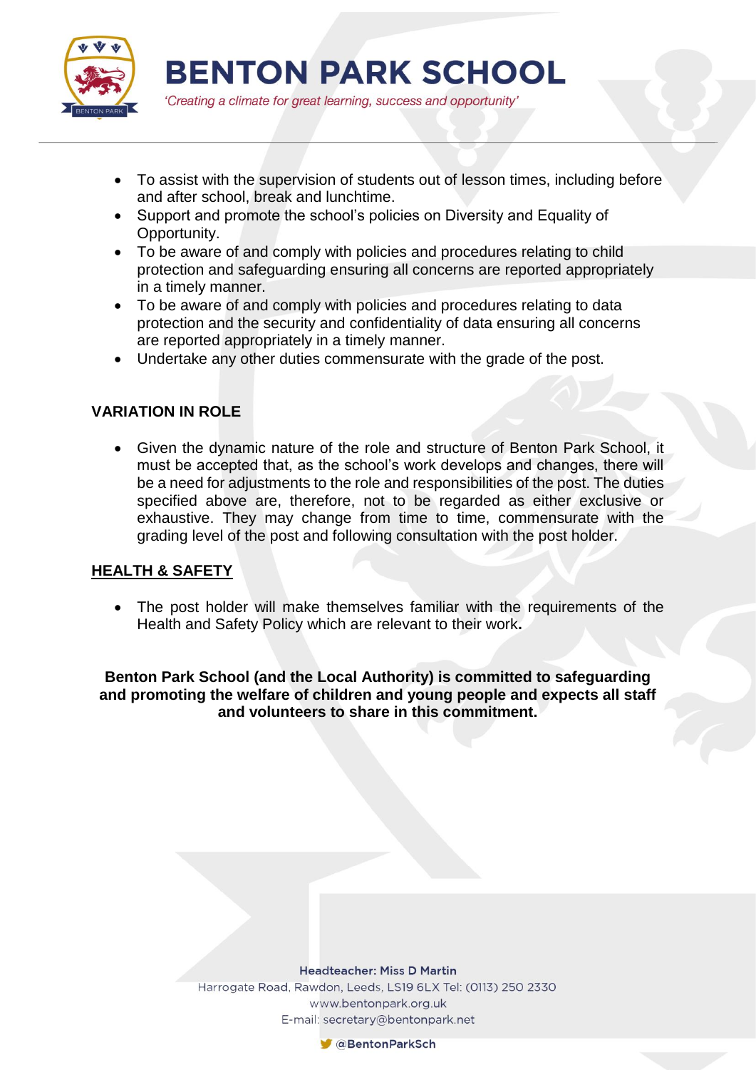- To assist with the supervision of students out of lesson times, including before and after school, break and lunchtime.
- Support and promote the school's policies on Diversity and Equality of Opportunity.
- To be aware of and comply with policies and procedures relating to child protection and safeguarding ensuring all concerns are reported appropriately in a timely manner.
- To be aware of and comply with policies and procedures relating to data protection and the security and confidentiality of data ensuring all concerns are reported appropriately in a timely manner.
- Undertake any other duties commensurate with the grade of the post.

## VARIATION IN ROLE

- Given the dynamic nature of the role and structure of Benton Park School, it must be accepted that, as the school's work develops and changes, there will be a need for adjustments to the role and responsibilities of the post. The duties specified above are, therefore, not to be regarded as either exclusive or exhaustive. They may change from time to time, commensurate with the grading level of the post and following consultation with the post holder.

## HEALTH & SAFETY

- The post holder will make themselves familiar with the requirements of the Health and Safety Policy which are relevant to their work**.**

**Benton Park School (and the Local Authority) is committed to safeguarding and promoting the welfare of children and young people and expects all staff and volunteers to share in this commitment.**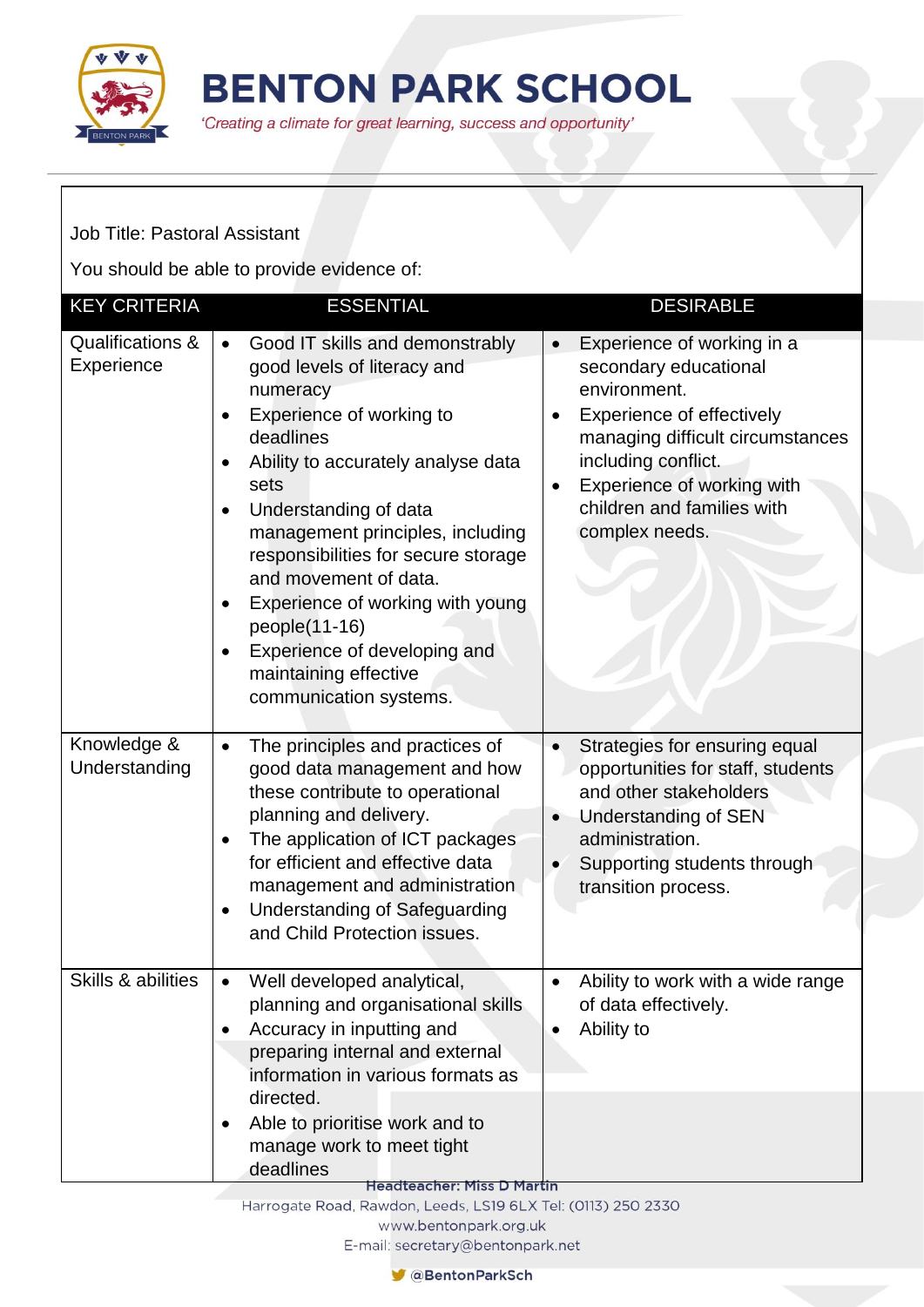# BENTON PARK SCHOOL

*'Creating a climate for great learning, success and opportunity'*

Job Title: Pastoral Assistant

You should be able to provide evidence of:

| KEY CRITERIA | ESSENTIAL | DESIRABLE |
|---|---|---|
| Qualifications & Experience | • Good IT skills and demonstrably good levels of literacy and numeracy<br>• Experience of working to deadlines<br>• Ability to accurately analyse data sets<br>• Understanding of data management principles, including responsibilities for secure storage and movement of data.<br>• Experience of working with young people(11-16)<br>• Experience of developing and maintaining effective communication systems. | • Experience of working in a secondary educational environment.<br>• Experience of effectively managing difficult circumstances including conflict.<br>• Experience of working with children and families with complex needs. |
| Knowledge & Understanding | • The principles and practices of good data management and how these contribute to operational planning and delivery.<br>• The application of ICT packages for efficient and effective data management and administration<br>• Understanding of Safeguarding and Child Protection issues. | • Strategies for ensuring equal opportunities for staff, students and other stakeholders<br>• Understanding of SEN administration.<br>• Supporting students through transition process. |
| Skills & abilities | • Well developed analytical, planning and organisational skills<br>• Accuracy in inputting and preparing internal and external information in various formats as directed.<br>• Able to prioritise work and to manage work to meet tight deadlines | • Ability to work with a wide range of data effectively.<br>• Ability to |

**Headteacher: Miss D Martin**

Harrogate Road, Rawdon, Leeds, LS19 6LX Tel: (0113) 250 2330

www.bentonpark.org.uk

E-mail: secretary@bentonpark.net

@BentonParkSch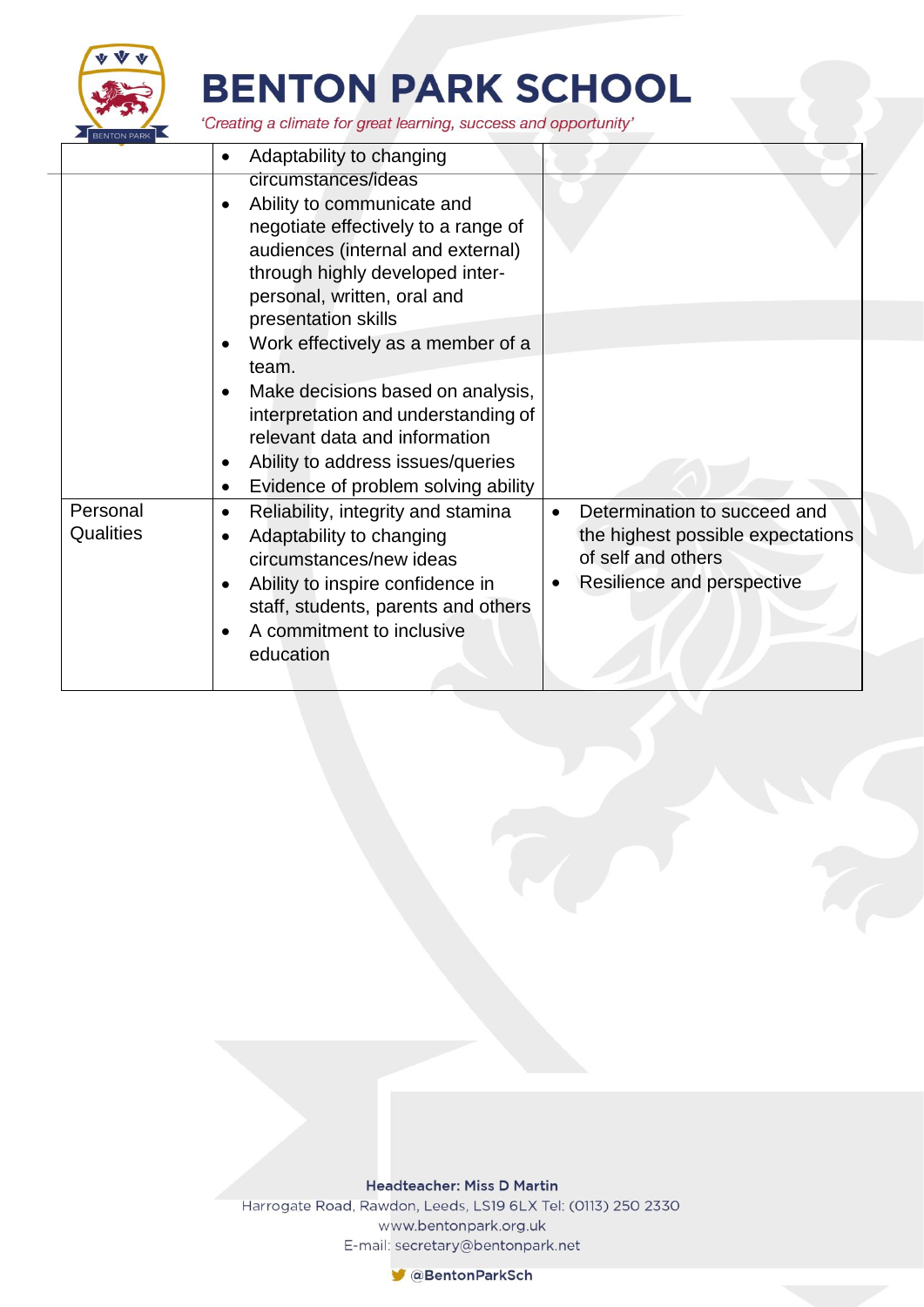| | | |
|---|---|---|
| | • Adaptability to changing circumstances/ideas<br>• Ability to communicate and negotiate effectively to a range of audiences (internal and external) through highly developed inter-personal, written, oral and presentation skills<br>• Work effectively as a member of a team.<br>• Make decisions based on analysis, interpretation and understanding of relevant data and information<br>• Ability to address issues/queries<br>• Evidence of problem solving ability | |
| Personal Qualities | • Reliability, integrity and stamina<br>• Adaptability to changing circumstances/new ideas<br>• Ability to inspire confidence in staff, students, parents and others<br>• A commitment to inclusive education | • Determination to succeed and the highest possible expectations of self and others<br>• Resilience and perspective |